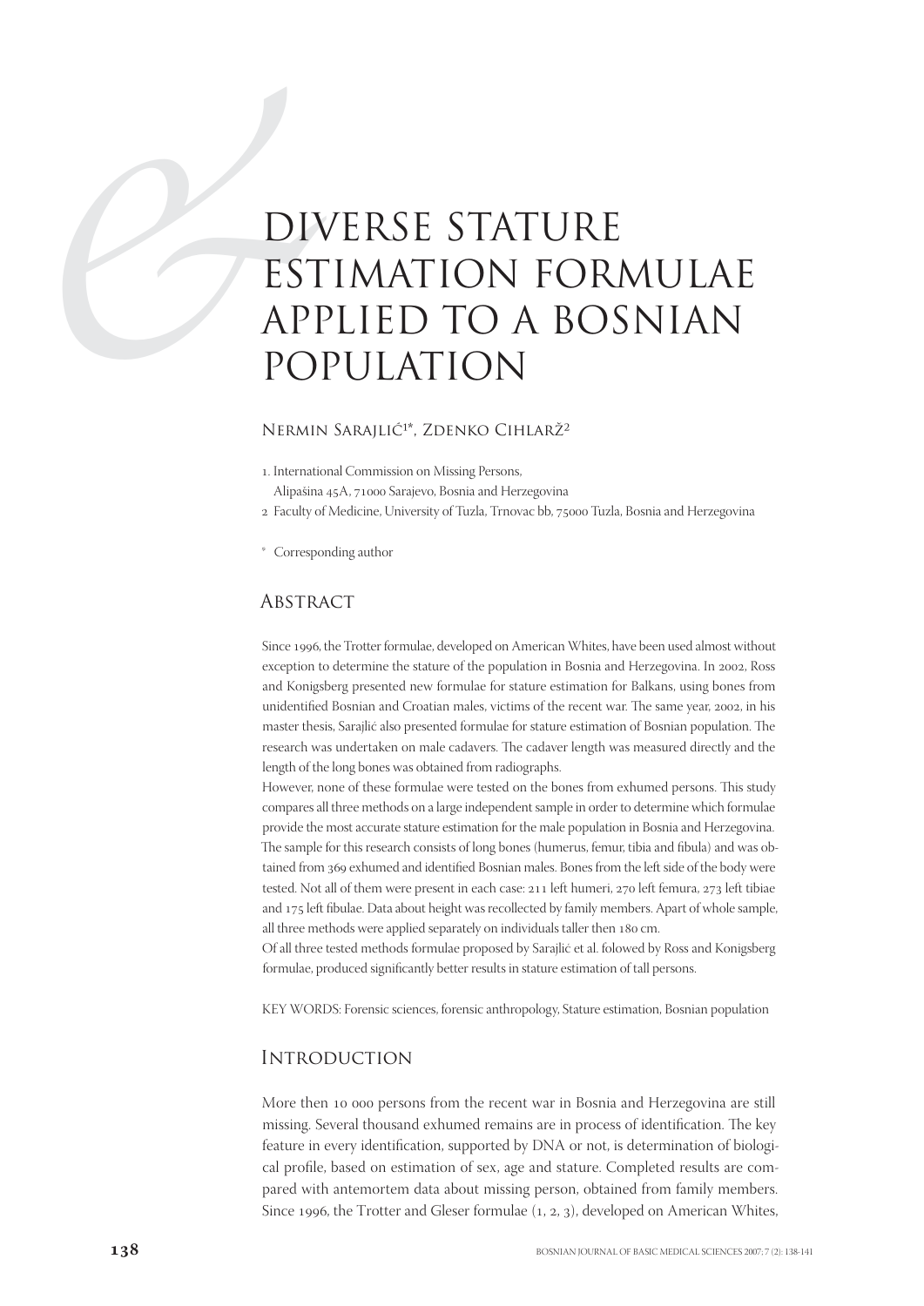# Diverse stature estimation formulae applied to a Bosnian population

Nermin Sarajlić[1]*, Zdenko Cihlarž[2]

1. International Commission on Missing Persons, Alipašina 45A, 71000 Sarajevo, Bosnia and Herzegovina
2 Faculty of Medicine, University of Tuzla, Trnovac bb, 75000 Tuzla, Bosnia and Herzegovina

* Corresponding author

## Abstract

Since 1996, the Trotter formulae, developed on American Whites, have been used almost without exception to determine the stature of the population in Bosnia and Herzegovina. In 2002, Ross and Konigsberg presented new formulae for stature estimation for Balkans, using bones from unidentified Bosnian and Croatian males, victims of the recent war. The same year, 2002, in his master thesis, Sarajlić also presented formulae for stature estimation of Bosnian population. The research was undertaken on male cadavers. The cadaver length was measured directly and the length of the long bones was obtained from radiographs.

However, none of these formulae were tested on the bones from exhumed persons. This study compares all three methods on a large independent sample in order to determine which formulae provide the most accurate stature estimation for the male population in Bosnia and Herzegovina. The sample for this research consists of long bones (humerus, femur, tibia and fibula) and was obtained from 369 exhumed and identified Bosnian males. Bones from the left side of the body were tested. Not all of them were present in each case: 211 left humeri, 270 left femura, 273 left tibiae and 175 left fibulae. Data about height was recollected by family members. Apart of whole sample, all three methods were applied separately on individuals taller then 180 cm.

Of all three tested methods formulae proposed by Sarajlić et al. folowed by Ross and Konigsberg formulae, produced significantly better results in stature estimation of tall persons.

KEY WORDS: Forensic sciences, forensic anthropology, Stature estimation, Bosnian population

## Introduction

More then 10 000 persons from the recent war in Bosnia and Herzegovina are still missing. Several thousand exhumed remains are in process of identification. The key feature in every identification, supported by DNA or not, is determination of biological profile, based on estimation of sex, age and stature. Completed results are compared with antemortem data about missing person, obtained from family members. Since 1996, the Trotter and Gleser formulae (1, 2, 3), developed on American Whites,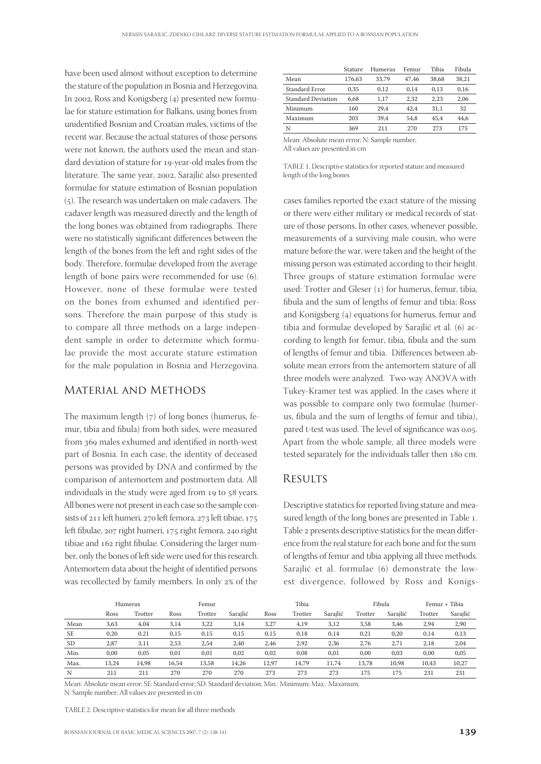have been used almost without exception to determine the stature of the population in Bosnia and Herzegovina. In 2002, Ross and Konigsberg (4) presented new formulae for stature estimation for Balkans, using bones from unidentified Bosnian and Croatian males, victims of the recent war. Because the actual statures of those persons were not known, the authors used the mean and standard deviation of stature for 19-year-old males from the literature. The same year, 2002, Sarajlić also presented formulae for stature estimation of Bosnian population (5). The research was undertaken on male cadavers. The cadaver length was measured directly and the length of the long bones was obtained from radiographs. There were no statistically significant differences between the length of the bones from the left and right sides of the body. Therefore, formulae developed from the average length of bone pairs were recommended for use (6). However, none of these formulae were tested on the bones from exhumed and identified persons. Therefore the main purpose of this study is to compare all three methods on a large independent sample in order to determine which formulae provide the most accurate stature estimation for the male population in Bosnia and Herzegovina.

## Material and Methods

The maximum length (7) of long bones (humerus, femur, tibia and fibula) from both sides, were measured from 369 males exhumed and identified in north-west part of Bosnia. In each case, the identity of deceased persons was provided by DNA and confirmed by the comparison of antemortem and postmortem data. All individuals in the study were aged from 19 to 58 years. All bones were not present in each case so the sample consists of 211 left humeri, 270 left femora, 273 left tibiae, 175 left fibulae, 207 right humeri, 175 right femora, 240 right tibiae and 162 right fibulae. Considering the larger number, only the bones of left side were used for this research. Antemortem data about the height of identified persons was recollected by family members. In only 2% of the cases families reported the exact stature of the missing or there were either military or medical records of stature of those persons. In other cases, whenever possible, measurements of a surviving male cousin, who were mature before the war, were taken and the height of the missing person was estimated according to their height. Three groups of stature estimation formulae were used: Trotter and Gleser (1) for humerus, femur, tibia, fibula and the sum of lengths of femur and tibia; Ross and Konigsberg (4) equations for humerus, femur and tibia and formulae developed by Sarajlić et al. (6) according to length for femur, tibia, fibula and the sum of lengths of femur and tibia. Differences between absolute mean errors from the antemortem stature of all three models were analyzed. Two-way ANOVA with Tukey-Kramer test was applied. In the cases where it was possible to compare only two formulae (humerus, fibula and the sum of lengths of femur and tibia), pared t-test was used. The level of significance was 0,05. Apart from the whole sample, all three models were tested separately for the individuals taller then 180 cm.

|  | Stature | Humerus | Femur | Tibia | Fibula |
|---|---|---|---|---|---|
| Mean | 176,63 | 33,79 | 47,46 | 38,68 | 38,21 |
| Standard Error | 0,35 | 0,12 | 0,14 | 0,13 | 0,16 |
| Standard Deviation | 6,68 | 1,17 | 2,32 | 2,23 | 2,06 |
| Minimum | 160 | 29,4 | 42,4 | 31,1 | 32 |
| Maximum | 203 | 39,4 | 54,8 | 45,4 | 44,6 |
| N | 369 | 211 | 270 | 273 | 175 |

Mean: Absolute mean error; N: Sample number;
All values are presented in cm

TABLE 1. Descriptive statistics for reported stature and measured length of the long bones

## Results

Descriptive statistics for reported living stature and measured length of the long bones are presented in Table 1. Table 2 presents descriptive statistics for the mean difference from the real stature for each bone and for the sum of lengths of femur and tibia applying all three methods. Sarajlić et al. formulae (6) demonstrate the lowest divergence, followed by Ross and Konigs-

|  | Humerus |  | Femur |  |  | Tibia |  |  | Fibula |  | Femur + Tibia |  |
|---|---|---|---|---|---|---|---|---|---|---|---|---|
|  | Ross | Trotter | Ross | Trotter | Sarajlić | Ross | Trotter | Sarajlić | Trotter | Sarajlić | Trotter | Sarajlić |
| Mean | 3,63 | 4,04 | 3,14 | 3,22 | 3,14 | 3,27 | 4,19 | 3,12 | 3,58 | 3,46 | 2,94 | 2,90 |
| SE | 0,20 | 0,21 | 0,15 | 0,15 | 0,15 | 0,15 | 0,18 | 0,14 | 0,21 | 0,20 | 0,14 | 0,13 |
| SD | 2,87 | 3,11 | 2,53 | 2,54 | 2,40 | 2,46 | 2,92 | 2,36 | 2,76 | 2,71 | 2,18 | 2,04 |
| Min. | 0,00 | 0,05 | 0,01 | 0,01 | 0,02 | 0,02 | 0,08 | 0,01 | 0,00 | 0,03 | 0,00 | 0,05 |
| Max. | 13,24 | 14,98 | 16,54 | 13,58 | 14,26 | 12,97 | 14,79 | 11,74 | 13,78 | 10,98 | 10,43 | 10,27 |
| N | 211 | 211 | 270 | 270 | 270 | 273 | 273 | 273 | 175 | 175 | 231 | 231 |

Mean: Absolute mean error; SE: Standard error; SD: Standard deviation; Min.: Minimum; Max.: Maximum;
N: Sample number; All values are presented in cm

TABLE 2. Descriptive statistics for mean for all three methods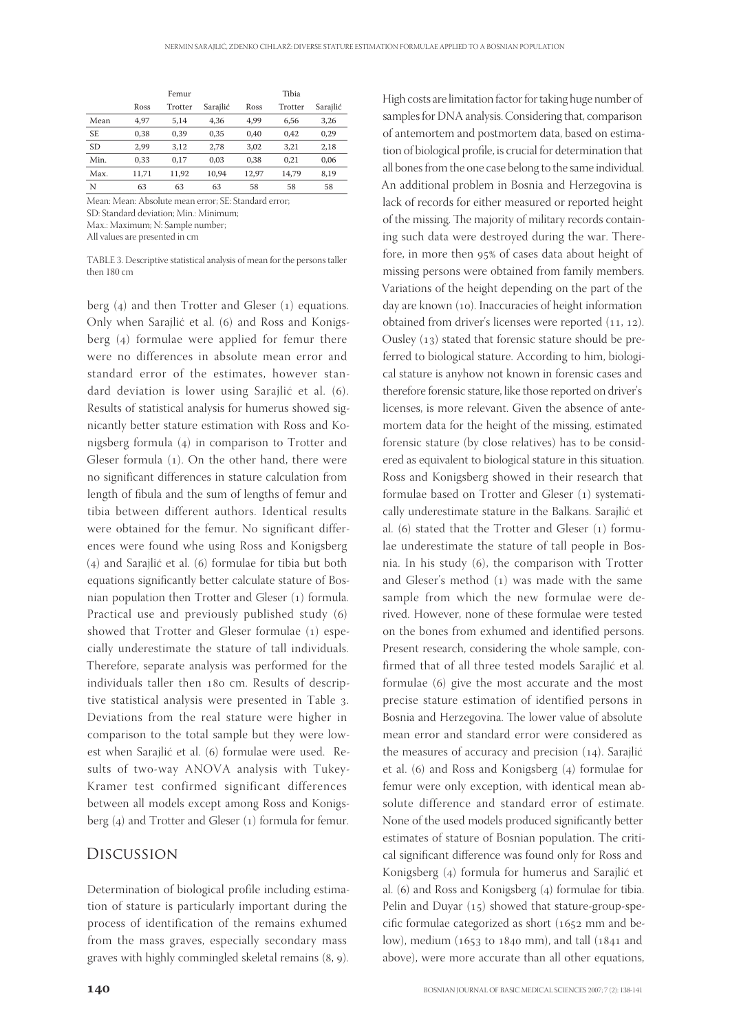|  | Femur |  |  | Tibia |  |  |
|---|---|---|---|---|---|---|
|  | Ross | Trotter | Sarajlić | Ross | Trotter | Sarajlić |
| Mean | 4,97 | 5,14 | 4,36 | 4,99 | 6,56 | 3,26 |
| SE | 0,38 | 0,39 | 0,35 | 0,40 | 0,42 | 0,29 |
| SD | 2,99 | 3,12 | 2,78 | 3,02 | 3,21 | 2,18 |
| Min. | 0,33 | 0,17 | 0,03 | 0,38 | 0,21 | 0,06 |
| Max. | 11,71 | 11,92 | 10,94 | 12,97 | 14,79 | 8,19 |
| N | 63 | 63 | 63 | 58 | 58 | 58 |

Mean: Mean: Absolute mean error; SE: Standard error;
SD: Standard deviation; Min.: Minimum;
Max.: Maximum; N: Sample number;
All values are presented in cm

TABLE 3. Descriptive statistical analysis of mean for the persons taller then 180 cm

berg (4) and then Trotter and Gleser (1) equations. Only when Sarajlić et al. (6) and Ross and Konigsberg (4) formulae were applied for femur there were no differences in absolute mean error and standard error of the estimates, however standard deviation is lower using Sarajlić et al. (6). Results of statistical analysis for humerus showed signicantly better stature estimation with Ross and Konigsberg formula (4) in comparison to Trotter and Gleser formula (1). On the other hand, there were no significant differences in stature calculation from length of fibula and the sum of lengths of femur and tibia between different authors. Identical results were obtained for the femur. No significant differences were found whe using Ross and Konigsberg (4) and Sarajlić et al. (6) formulae for tibia but both equations significantly better calculate stature of Bosnian population then Trotter and Gleser (1) formula. Practical use and previously published study (6) showed that Trotter and Gleser formulae (1) especially underestimate the stature of tall individuals. Therefore, separate analysis was performed for the individuals taller then 180 cm. Results of descriptive statistical analysis were presented in Table 3. Deviations from the real stature were higher in comparison to the total sample but they were lowest when Sarajlić et al. (6) formulae were used. Results of two-way ANOVA analysis with Tukey-Kramer test confirmed significant differences between all models except among Ross and Konigsberg (4) and Trotter and Gleser (1) formula for femur.

## Discussion

Determination of biological profile including estimation of stature is particularly important during the process of identification of the remains exhumed from the mass graves, especially secondary mass graves with highly commingled skeletal remains (8, 9). High costs are limitation factor for taking huge number of samples for DNA analysis. Considering that, comparison of antemortem and postmortem data, based on estimation of biological profile, is crucial for determination that all bones from the one case belong to the same individual. An additional problem in Bosnia and Herzegovina is lack of records for either measured or reported height of the missing. The majority of military records containing such data were destroyed during the war. Therefore, in more then 95% of cases data about height of missing persons were obtained from family members. Variations of the height depending on the part of the day are known (10). Inaccuracies of height information obtained from driver's licenses were reported (11, 12). Ousley (13) stated that forensic stature should be preferred to biological stature. According to him, biological stature is anyhow not known in forensic cases and therefore forensic stature, like those reported on driver's licenses, is more relevant. Given the absence of antemortem data for the height of the missing, estimated forensic stature (by close relatives) has to be considered as equivalent to biological stature in this situation. Ross and Konigsberg showed in their research that formulae based on Trotter and Gleser (1) systematically underestimate stature in the Balkans. Sarajlić et al. (6) stated that the Trotter and Gleser (1) formulae underestimate the stature of tall people in Bosnia. In his study (6), the comparison with Trotter and Gleser's method (1) was made with the same sample from which the new formulae were derived. However, none of these formulae were tested on the bones from exhumed and identified persons. Present research, considering the whole sample, confirmed that of all three tested models Sarajlić et al. formulae (6) give the most accurate and the most precise stature estimation of identified persons in Bosnia and Herzegovina. The lower value of absolute mean error and standard error were considered as the measures of accuracy and precision (14). Sarajlić et al. (6) and Ross and Konigsberg (4) formulae for femur were only exception, with identical mean absolute difference and standard error of estimate. None of the used models produced significantly better estimates of stature of Bosnian population. The critical significant difference was found only for Ross and Konigsberg (4) formula for humerus and Sarajlić et al. (6) and Ross and Konigsberg (4) formulae for tibia. Pelin and Duyar (15) showed that stature-group-specific formulae categorized as short (1652 mm and below), medium (1653 to 1840 mm), and tall (1841 and above), were more accurate than all other equations,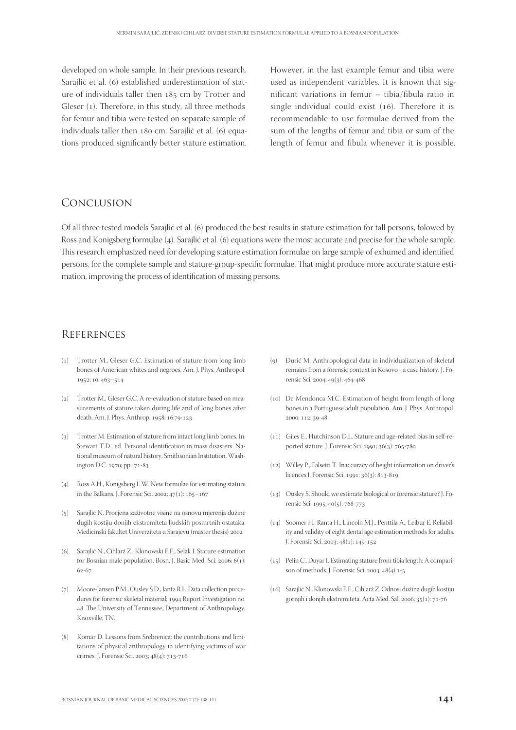developed on whole sample. In their previous research, Sarajlić et al. (6) established underestimation of stature of individuals taller then 185 cm by Trotter and Gleser (1). Therefore, in this study, all three methods for femur and tibia were tested on separate sample of individuals taller then 180 cm. Sarajlić et al. (6) equations produced significantly better stature estimation. However, in the last example femur and tibia were used as independent variables. It is known that significant variations in femur – tibia/fibula ratio in single individual could exist (16). Therefore it is recommendable to use formulae derived from the sum of the lengths of femur and tibia or sum of the length of femur and fibula whenever it is possible.

## Conclusion

Of all three tested models Sarajlić et al. (6) produced the best results in stature estimation for tall persons, folowed by Ross and Konigsberg formulae (4). Sarajlić et al. (6) equations were the most accurate and precise for the whole sample. This research emphasized need for developing stature estimation formulae on large sample of exhumed and identified persons, for the complete sample and stature-group-specific formulae. That might produce more accurate stature estimation, improving the process of identification of missing persons.

## References

(1) Trotter M., Gleser G.C. Estimation of stature from long limb bones of American whites and negroes. Am. J. Phys. Anthropol. 1952; 10: 463–514

(2) Trotter M., Gleser G.C. A re-evaluation of stature based on measurements of stature taken during life and of long bones after death. Am. J. Phys. Anthrop. 1958; 16:79-123

(3) Trotter M. Estimation of stature from intact long limb bones. In: Stewart T.D., ed. Personal identification in mass disasters. National museum of natural history, Smithsonian Institution, Washington D.C. 1970; pp.: 71-83

(4) Ross A.H., Konigsberg L.W. New formulae for estimating stature in the Balkans. J. Forensic Sci. 2002; 47(1): 165–167

(5) Sarajlić N. Procjena zaživotne visine na osnovu mjerenja dužine dugih kostiju donjih ekstremiteta ljudskih posmrtnih ostataka. Medicinski fakultet Univerziteta u Sarajevu (master thesis) 2002

(6) Sarajlić N., Cihlarž Z., Klonowski E.E., Selak I. Stature estimation for Bosnian male population. Bosn. J. Basic Med. Sci. 2006; 6(1): 62-67

(7) Moore-Jansen P.M., Ousley S.D., Jantz R.L. Data collection procedures for forensic skeletal material; 1994 Report Investigation no. 48. The University of Tennessee, Department of Anthropology, Knoxville, TN.

(8) Komar D. Lessons from Srebrenica: the contributions and limitations of physical anthropology in identifying victims of war crimes. J. Forensic Sci. 2003; 48(4): 713-716

(9) Đurić M. Anthropological data in individualization of skeletal remains from a forensic context in Kosovo - a case history. J. Forensic Sci. 2004; 49(3): 464-468

(10) De Mendonca M.C. Estimation of height from length of long bones in a Portuguese adult population. Am. J. Phys. Anthropol. 2000; 112: 39-48

(11) Giles E., Hutchinson D.L. Stature and age-related bias in self-reported stature. J. Forensic Sci. 1991; 36(3): 765-780

(12) Willey P., Falsetti T. Inaccuracy of height information on driver's licences J. Forensic Sci. 1991; 36(3): 813-819

(13) Ousley S. Should we estimate biological or forensic stature? J. Forensic Sci. 1995; 40(5): 768-773

(14) Soomer H., Ranta H., Lincoln M.J., Penttila A., Leibur E. Reliability and validity of eight dental age estimation methods for adults. J. Forensic Sci. 2003; 48(1): 149-152

(15) Pelin C., Duyar I. Estimating stature from tibia length: A comparison of methods. J. Forensic Sci. 2003; 48(4):1-5

(16) Sarajlić N., Klonowski E.E., Cihlarž Z. Odnosi dužina dugih kostiju gornjih i donjih ekstremiteta. Acta Med. Sal. 2006; 35(1): 71-76